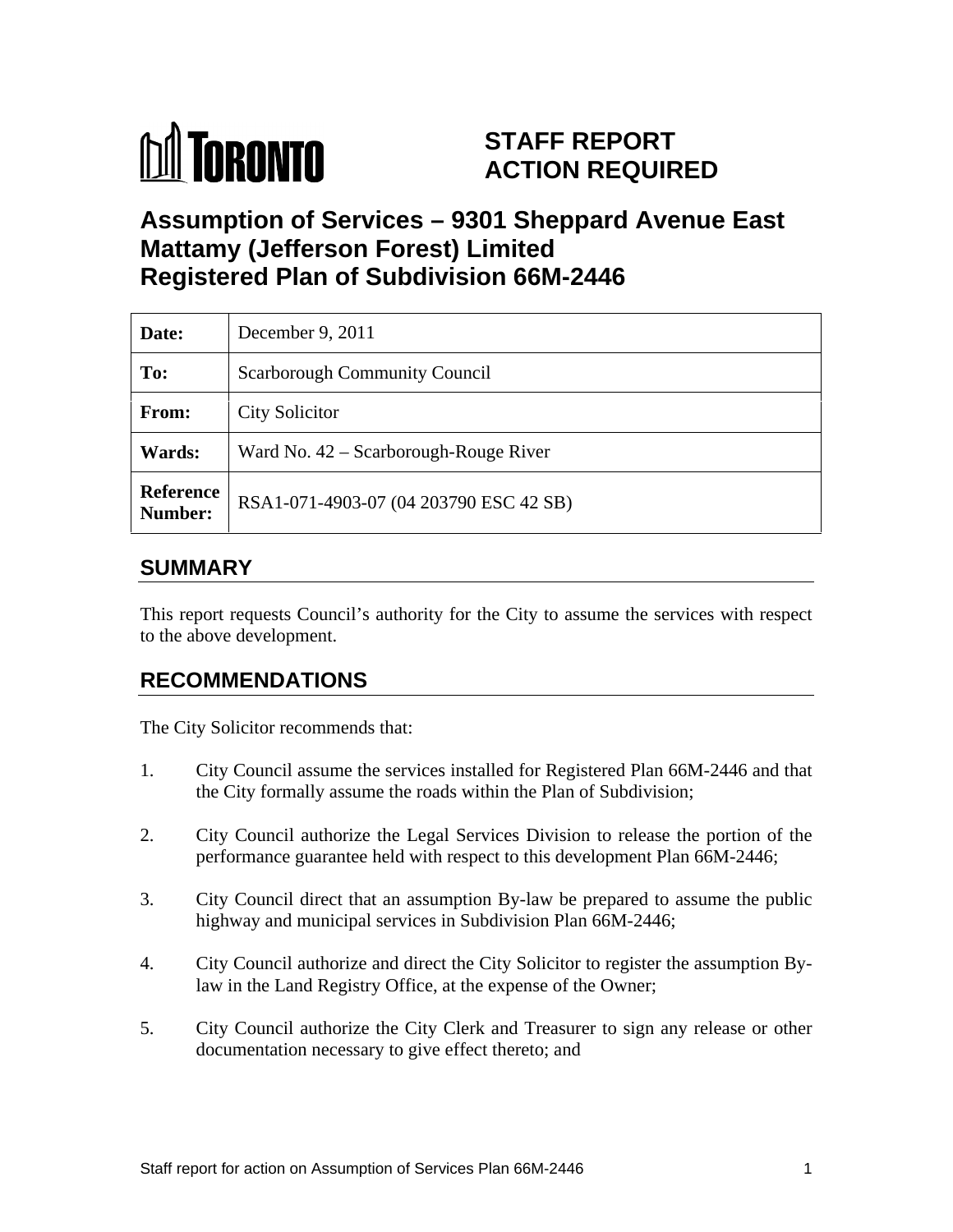TORONTO

# STAFF REPORT ACTION REQUIRED

# Assumption of Services – 9301 Sheppard Avenue East Mattamy (Jefferson Forest) Limited Registered Plan of Subdivision 66M-2446

| | |
|---|---|
| **Date:** | December 9, 2011 |
| **To:** | Scarborough Community Council |
| **From:** | City Solicitor |
| **Wards:** | Ward No. 42 – Scarborough-Rouge River |
| **Reference Number:** | RSA1-071-4903-07 (04 203790 ESC 42 SB) |

## SUMMARY

This report requests Council's authority for the City to assume the services with respect to the above development.

## RECOMMENDATIONS

The City Solicitor recommends that:

1. City Council assume the services installed for Registered Plan 66M-2446 and that the City formally assume the roads within the Plan of Subdivision;

2. City Council authorize the Legal Services Division to release the portion of the performance guarantee held with respect to this development Plan 66M-2446;

3. City Council direct that an assumption By-law be prepared to assume the public highway and municipal services in Subdivision Plan 66M-2446;

4. City Council authorize and direct the City Solicitor to register the assumption By-law in the Land Registry Office, at the expense of the Owner;

5. City Council authorize the City Clerk and Treasurer to sign any release or other documentation necessary to give effect thereto; and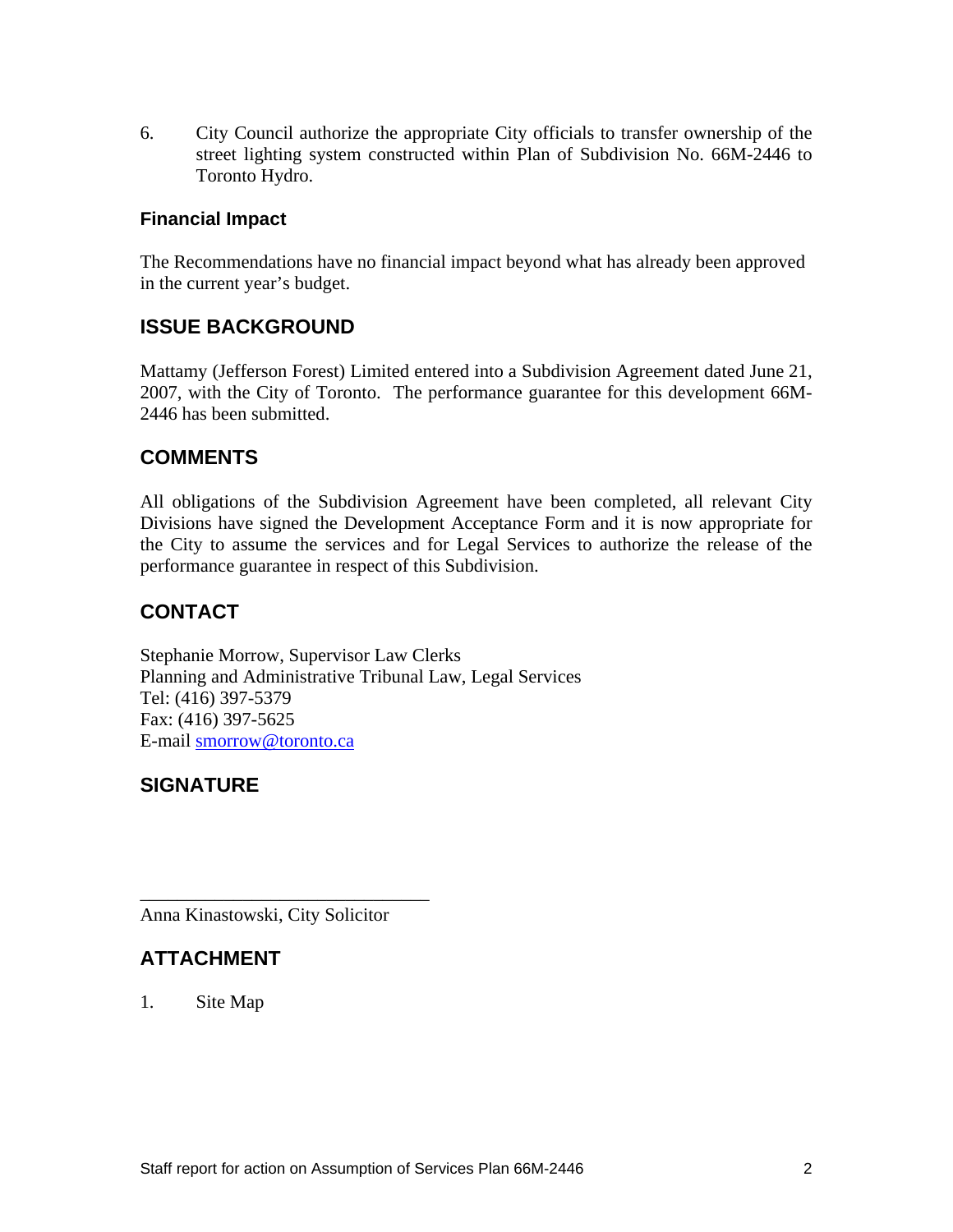6. City Council authorize the appropriate City officials to transfer ownership of the street lighting system constructed within Plan of Subdivision No. 66M-2446 to Toronto Hydro.

### Financial Impact

The Recommendations have no financial impact beyond what has already been approved in the current year's budget.

## ISSUE BACKGROUND

Mattamy (Jefferson Forest) Limited entered into a Subdivision Agreement dated June 21, 2007, with the City of Toronto. The performance guarantee for this development 66M-2446 has been submitted.

## COMMENTS

All obligations of the Subdivision Agreement have been completed, all relevant City Divisions have signed the Development Acceptance Form and it is now appropriate for the City to assume the services and for Legal Services to authorize the release of the performance guarantee in respect of this Subdivision.

## CONTACT

Stephanie Morrow, Supervisor Law Clerks
Planning and Administrative Tribunal Law, Legal Services
Tel: (416) 397-5379
Fax: (416) 397-5625
E-mail smorrow@toronto.ca

## SIGNATURE

_______________________________
Anna Kinastowski, City Solicitor

## ATTACHMENT

1. Site Map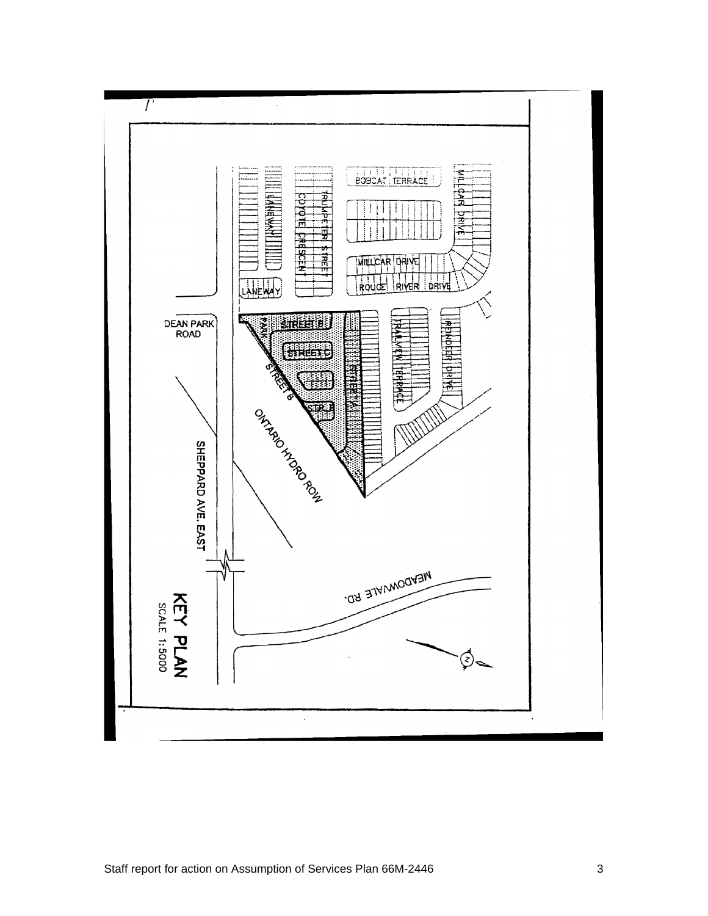KEY PLAN

SCALE 1:5000

BOBCAT TERRACE

MILLCAR DRIVE

LANEWAY

COYOTE CRESCENT

TRUMPETER STREET

MILLCAR DRIVE

LANEWAY

ROUGE RIVER DRIVE

DEAN PARK ROAD

PARK

STREET B

STREET C

STREET A

STREET B

STR. B

TRAILVIEW TERRACE

REINDEER DRIVE

ONTARIO HYDRO ROW

SHEPPARD AVE. EAST

MEADOWVALE RD.

N